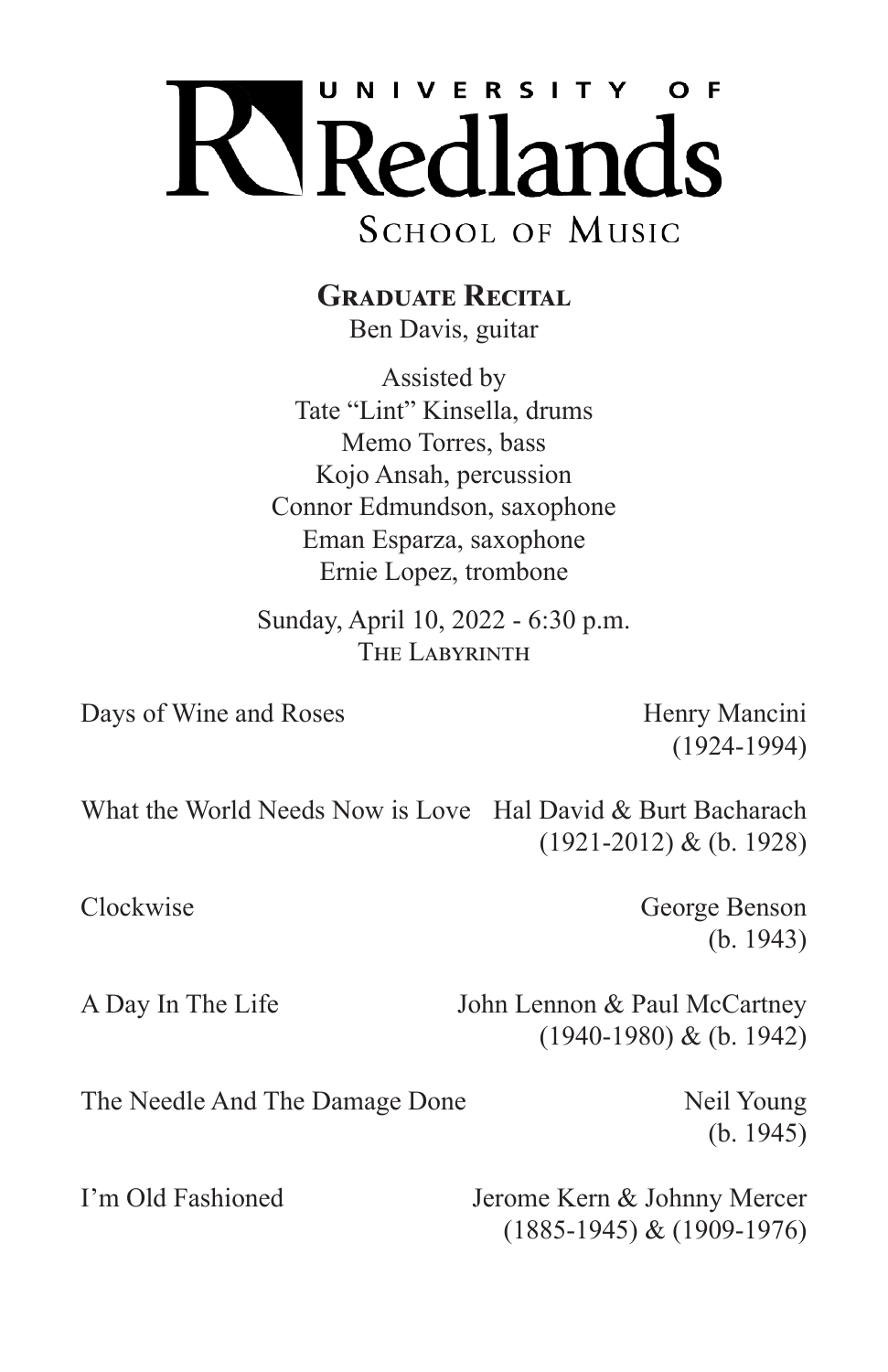# University of Redlands

## School of Music

### Graduate Recital

Ben Davis, guitar

Assisted by
Tate "Lint" Kinsella, drums
Memo Torres, bass
Kojo Ansah, percussion
Connor Edmundson, saxophone
Eman Esparza, saxophone
Ernie Lopez, trombone

Sunday, April 10, 2022 - 6:30 p.m.
The Labyrinth

| | |
|---|---|
| Days of Wine and Roses | Henry Mancini<br>(1924-1994) |
| What the World Needs Now is Love | Hal David & Burt Bacharach<br>(1921-2012) & (b. 1928) |
| Clockwise | George Benson<br>(b. 1943) |
| A Day In The Life | John Lennon & Paul McCartney<br>(1940-1980) & (b. 1942) |
| The Needle And The Damage Done | Neil Young<br>(b. 1945) |
| I'm Old Fashioned | Jerome Kern & Johnny Mercer<br>(1885-1945) & (1909-1976) |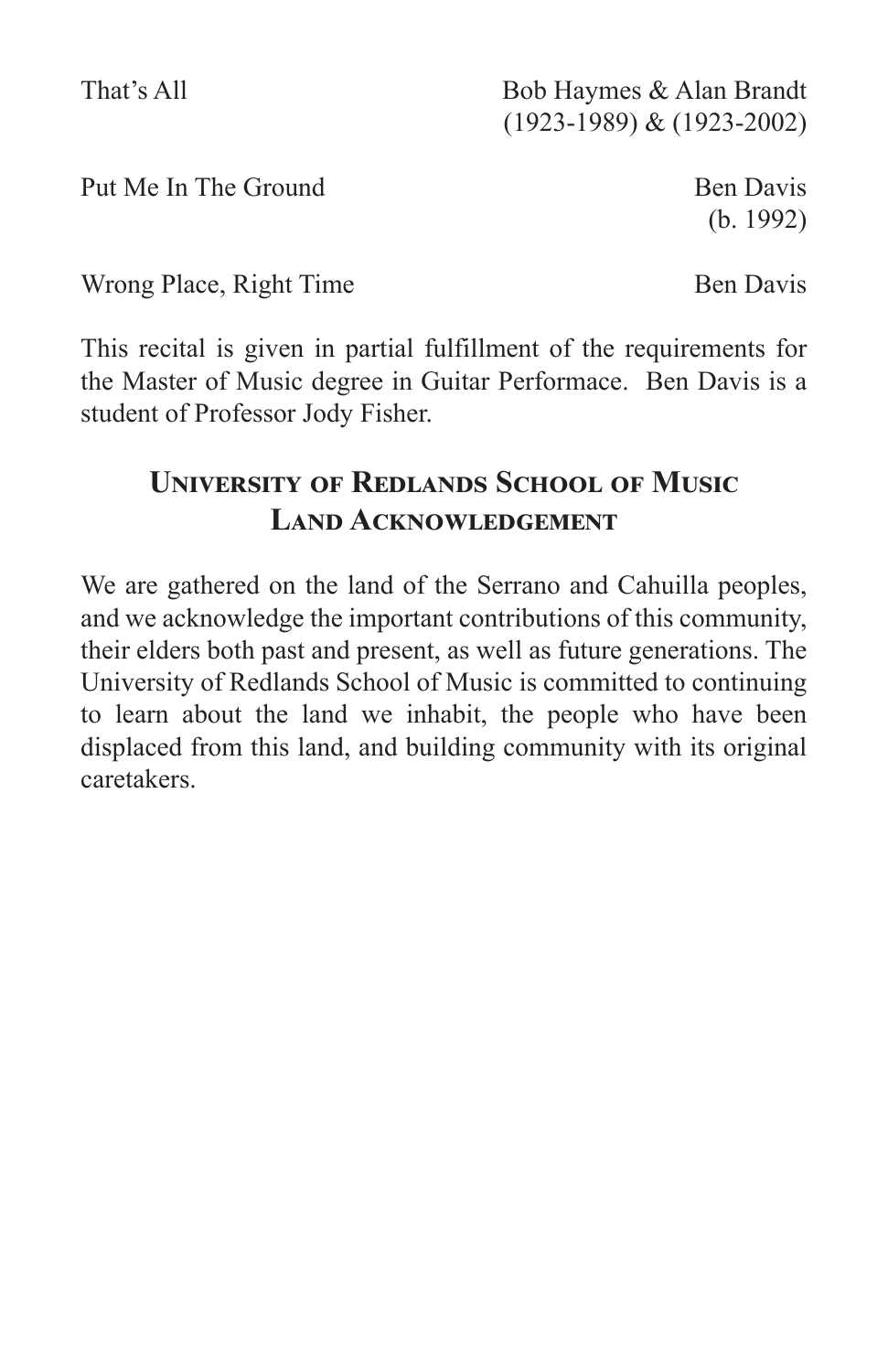That's All — Bob Haymes & Alan Brandt
(1923-1989) & (1923-2002)

Put Me In The Ground — Ben Davis
(b. 1992)

Wrong Place, Right Time — Ben Davis

This recital is given in partial fulfillment of the requirements for the Master of Music degree in Guitar Performace. Ben Davis is a student of Professor Jody Fisher.

## University of Redlands School of Music Land Acknowledgement

We are gathered on the land of the Serrano and Cahuilla peoples, and we acknowledge the important contributions of this community, their elders both past and present, as well as future generations. The University of Redlands School of Music is committed to continuing to learn about the land we inhabit, the people who have been displaced from this land, and building community with its original caretakers.